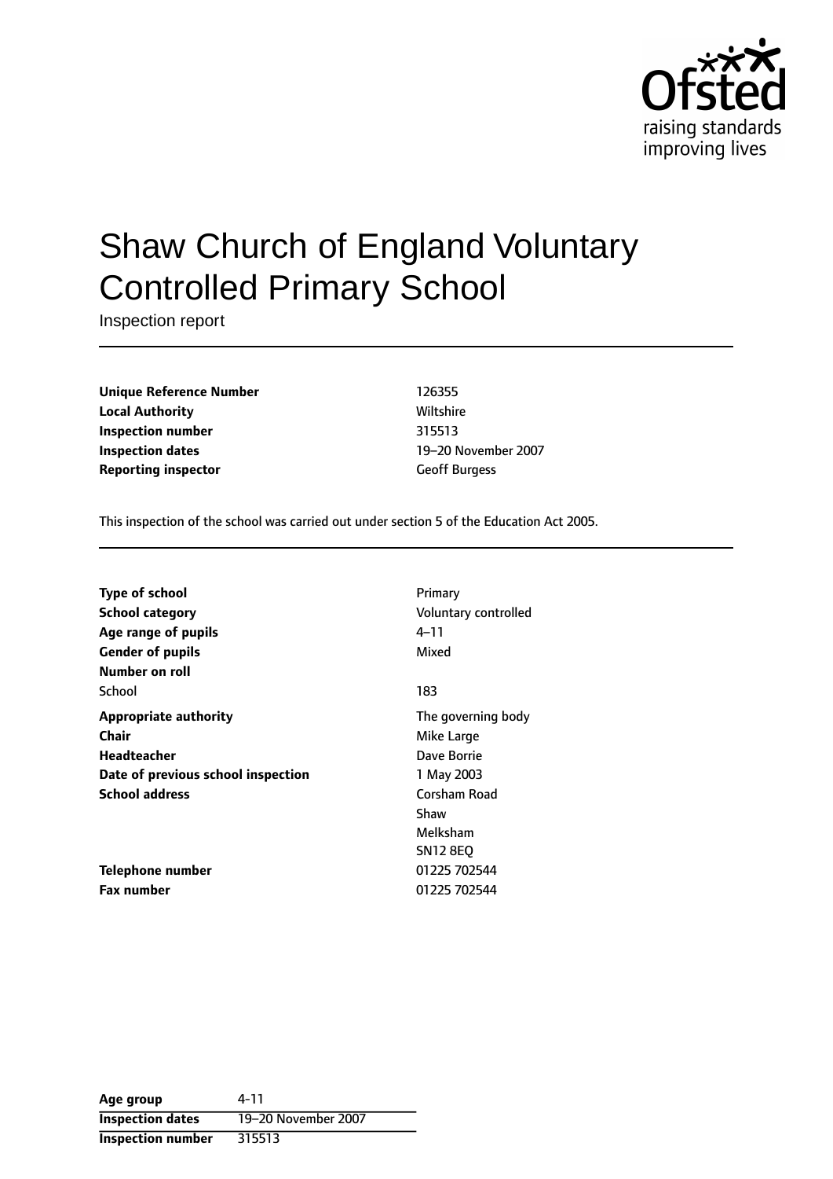# Shaw Church of England Voluntary Controlled Primary School

Inspection report

| | |
|---|---|
| **Unique Reference Number** | 126355 |
| **Local Authority** | Wiltshire |
| **Inspection number** | 315513 |
| **Inspection dates** | 19–20 November 2007 |
| **Reporting inspector** | Geoff Burgess |

This inspection of the school was carried out under section 5 of the Education Act 2005.

| | |
|---|---|
| **Type of school** | Primary |
| **School category** | Voluntary controlled |
| **Age range of pupils** | 4–11 |
| **Gender of pupils** | Mixed |
| **Number on roll** | |
| School | 183 |
| **Appropriate authority** | The governing body |
| **Chair** | Mike Large |
| **Headteacher** | Dave Borrie |
| **Date of previous school inspection** | 1 May 2003 |
| **School address** | Corsham Road<br>Shaw<br>Melksham<br>SN12 8EQ |
| **Telephone number** | 01225 702544 |
| **Fax number** | 01225 702544 |

| | |
|---|---|
| **Age group** | 4-11 |
| **Inspection dates** | 19–20 November 2007 |
| **Inspection number** | 315513 |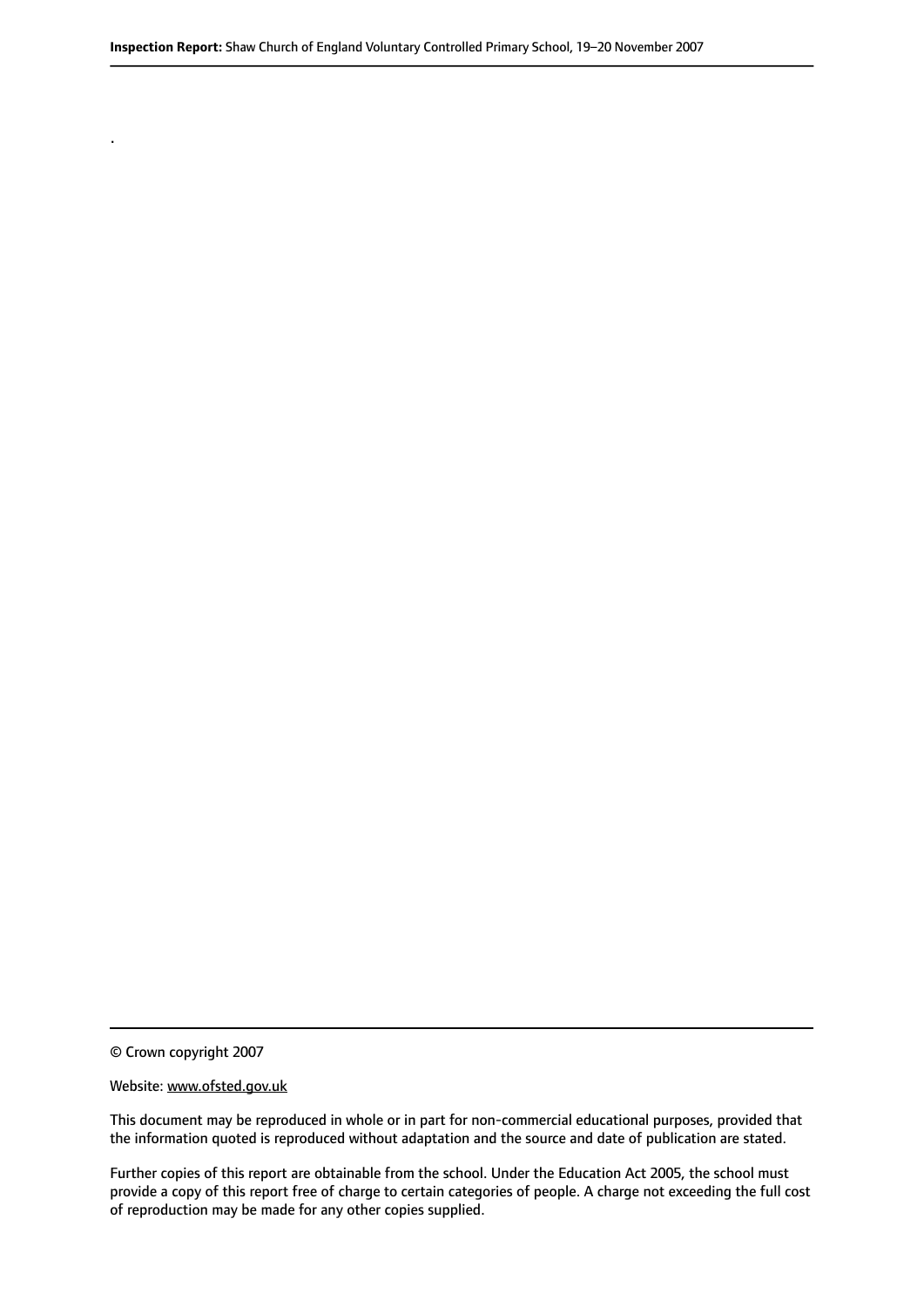.

© Crown copyright 2007

Website: www.ofsted.gov.uk

This document may be reproduced in whole or in part for non-commercial educational purposes, provided that the information quoted is reproduced without adaptation and the source and date of publication are stated.

Further copies of this report are obtainable from the school. Under the Education Act 2005, the school must provide a copy of this report free of charge to certain categories of people. A charge not exceeding the full cost of reproduction may be made for any other copies supplied.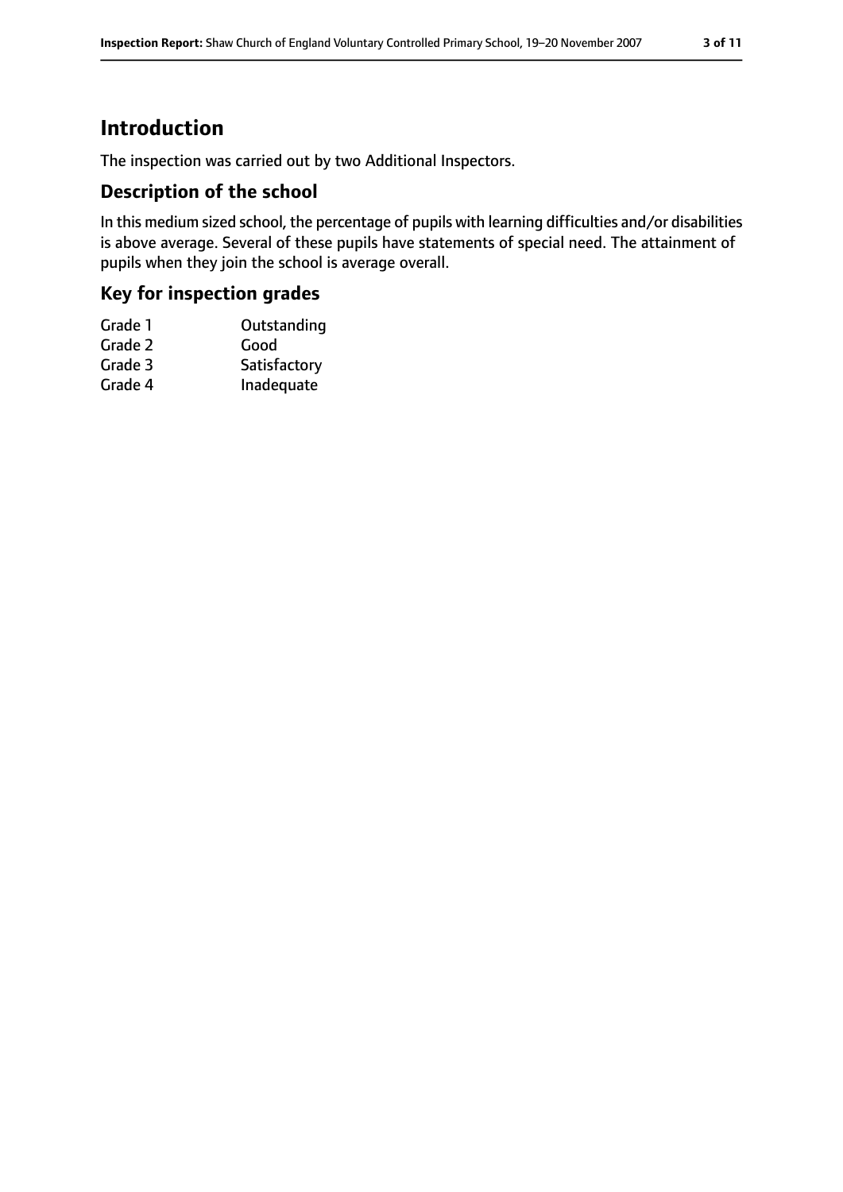# Introduction

The inspection was carried out by two Additional Inspectors.

## Description of the school

In this medium sized school, the percentage of pupils with learning difficulties and/or disabilities is above average. Several of these pupils have statements of special need. The attainment of pupils when they join the school is average overall.

## Key for inspection grades

| | |
|---|---|
| Grade 1 | Outstanding |
| Grade 2 | Good |
| Grade 3 | Satisfactory |
| Grade 4 | Inadequate |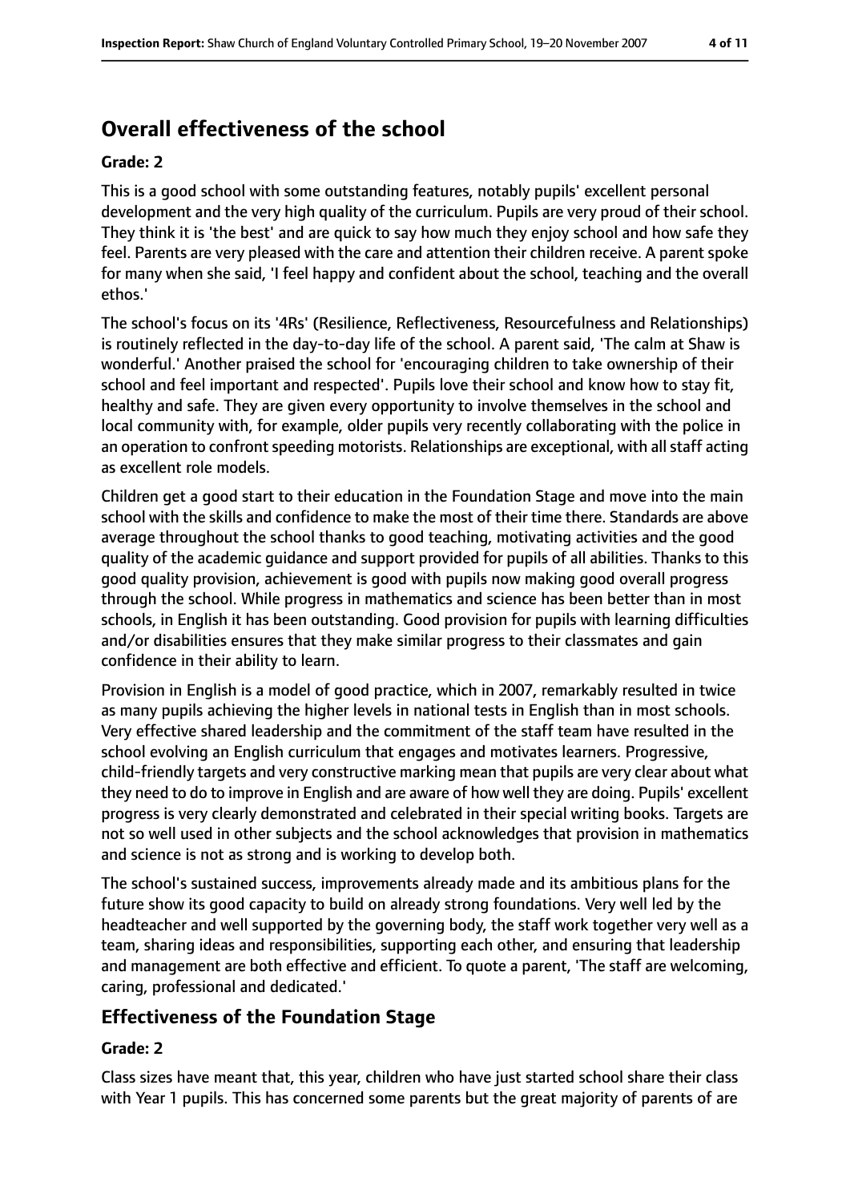## Overall effectiveness of the school

### Grade: 2

This is a good school with some outstanding features, notably pupils' excellent personal development and the very high quality of the curriculum. Pupils are very proud of their school. They think it is 'the best' and are quick to say how much they enjoy school and how safe they feel. Parents are very pleased with the care and attention their children receive. A parent spoke for many when she said, 'I feel happy and confident about the school, teaching and the overall ethos.'

The school's focus on its '4Rs' (Resilience, Reflectiveness, Resourcefulness and Relationships) is routinely reflected in the day-to-day life of the school. A parent said, 'The calm at Shaw is wonderful.' Another praised the school for 'encouraging children to take ownership of their school and feel important and respected'. Pupils love their school and know how to stay fit, healthy and safe. They are given every opportunity to involve themselves in the school and local community with, for example, older pupils very recently collaborating with the police in an operation to confront speeding motorists. Relationships are exceptional, with all staff acting as excellent role models.

Children get a good start to their education in the Foundation Stage and move into the main school with the skills and confidence to make the most of their time there. Standards are above average throughout the school thanks to good teaching, motivating activities and the good quality of the academic guidance and support provided for pupils of all abilities. Thanks to this good quality provision, achievement is good with pupils now making good overall progress through the school. While progress in mathematics and science has been better than in most schools, in English it has been outstanding. Good provision for pupils with learning difficulties and/or disabilities ensures that they make similar progress to their classmates and gain confidence in their ability to learn.

Provision in English is a model of good practice, which in 2007, remarkably resulted in twice as many pupils achieving the higher levels in national tests in English than in most schools. Very effective shared leadership and the commitment of the staff team have resulted in the school evolving an English curriculum that engages and motivates learners. Progressive, child-friendly targets and very constructive marking mean that pupils are very clear about what they need to do to improve in English and are aware of how well they are doing. Pupils' excellent progress is very clearly demonstrated and celebrated in their special writing books. Targets are not so well used in other subjects and the school acknowledges that provision in mathematics and science is not as strong and is working to develop both.

The school's sustained success, improvements already made and its ambitious plans for the future show its good capacity to build on already strong foundations. Very well led by the headteacher and well supported by the governing body, the staff work together very well as a team, sharing ideas and responsibilities, supporting each other, and ensuring that leadership and management are both effective and efficient. To quote a parent, 'The staff are welcoming, caring, professional and dedicated.'

## Effectiveness of the Foundation Stage

### Grade: 2

Class sizes have meant that, this year, children who have just started school share their class with Year 1 pupils. This has concerned some parents but the great majority of parents of are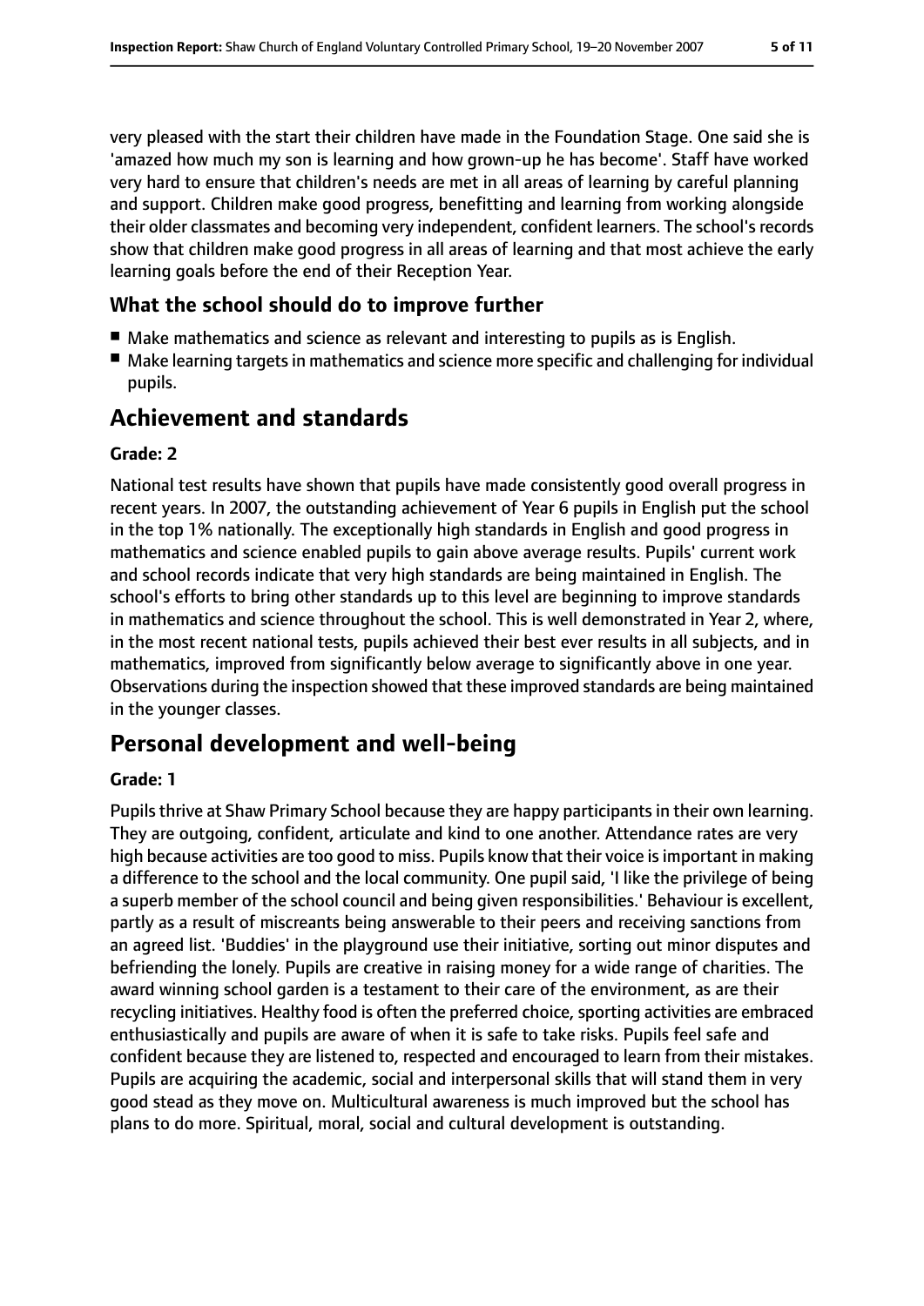very pleased with the start their children have made in the Foundation Stage. One said she is 'amazed how much my son is learning and how grown-up he has become'. Staff have worked very hard to ensure that children's needs are met in all areas of learning by careful planning and support. Children make good progress, benefitting and learning from working alongside their older classmates and becoming very independent, confident learners. The school's records show that children make good progress in all areas of learning and that most achieve the early learning goals before the end of their Reception Year.

### What the school should do to improve further

- Make mathematics and science as relevant and interesting to pupils as is English.
- Make learning targets in mathematics and science more specific and challenging for individual pupils.

## Achievement and standards

**Grade: 2**

National test results have shown that pupils have made consistently good overall progress in recent years. In 2007, the outstanding achievement of Year 6 pupils in English put the school in the top 1% nationally. The exceptionally high standards in English and good progress in mathematics and science enabled pupils to gain above average results. Pupils' current work and school records indicate that very high standards are being maintained in English. The school's efforts to bring other standards up to this level are beginning to improve standards in mathematics and science throughout the school. This is well demonstrated in Year 2, where, in the most recent national tests, pupils achieved their best ever results in all subjects, and in mathematics, improved from significantly below average to significantly above in one year. Observations during the inspection showed that these improved standards are being maintained in the younger classes.

## Personal development and well-being

**Grade: 1**

Pupils thrive at Shaw Primary School because they are happy participants in their own learning. They are outgoing, confident, articulate and kind to one another. Attendance rates are very high because activities are too good to miss. Pupils know that their voice is important in making a difference to the school and the local community. One pupil said, 'I like the privilege of being a superb member of the school council and being given responsibilities.' Behaviour is excellent, partly as a result of miscreants being answerable to their peers and receiving sanctions from an agreed list. 'Buddies' in the playground use their initiative, sorting out minor disputes and befriending the lonely. Pupils are creative in raising money for a wide range of charities. The award winning school garden is a testament to their care of the environment, as are their recycling initiatives. Healthy food is often the preferred choice, sporting activities are embraced enthusiastically and pupils are aware of when it is safe to take risks. Pupils feel safe and confident because they are listened to, respected and encouraged to learn from their mistakes. Pupils are acquiring the academic, social and interpersonal skills that will stand them in very good stead as they move on. Multicultural awareness is much improved but the school has plans to do more. Spiritual, moral, social and cultural development is outstanding.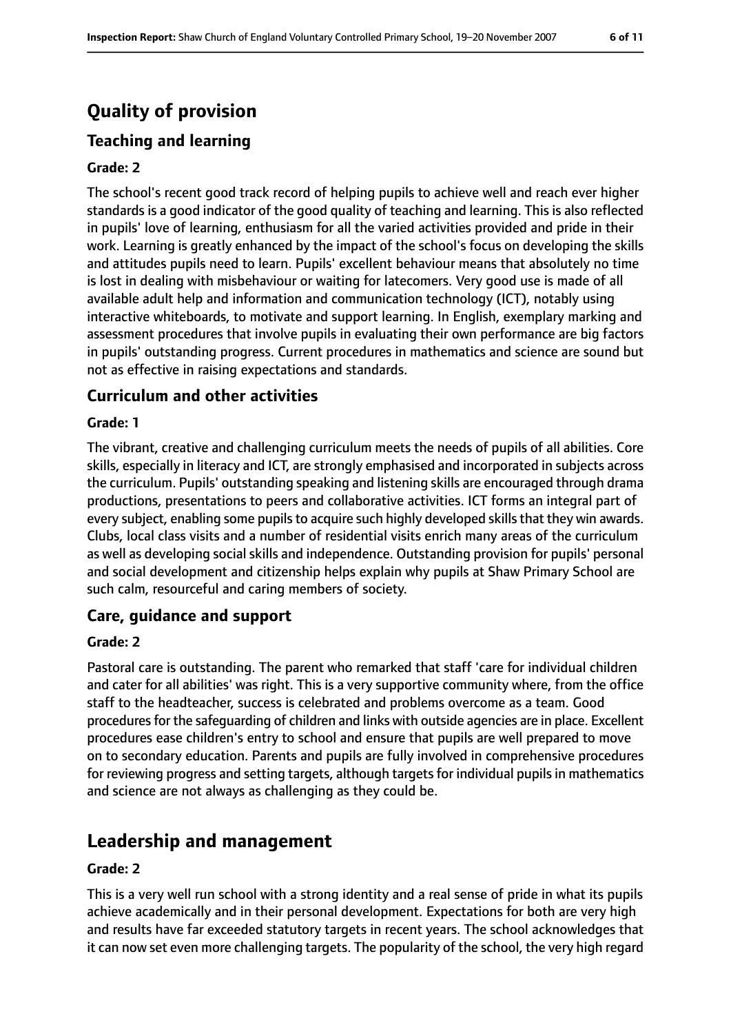# Quality of provision

## Teaching and learning

**Grade: 2**

The school's recent good track record of helping pupils to achieve well and reach ever higher standards is a good indicator of the good quality of teaching and learning. This is also reflected in pupils' love of learning, enthusiasm for all the varied activities provided and pride in their work. Learning is greatly enhanced by the impact of the school's focus on developing the skills and attitudes pupils need to learn. Pupils' excellent behaviour means that absolutely no time is lost in dealing with misbehaviour or waiting for latecomers. Very good use is made of all available adult help and information and communication technology (ICT), notably using interactive whiteboards, to motivate and support learning. In English, exemplary marking and assessment procedures that involve pupils in evaluating their own performance are big factors in pupils' outstanding progress. Current procedures in mathematics and science are sound but not as effective in raising expectations and standards.

## Curriculum and other activities

**Grade: 1**

The vibrant, creative and challenging curriculum meets the needs of pupils of all abilities. Core skills, especially in literacy and ICT, are strongly emphasised and incorporated in subjects across the curriculum. Pupils' outstanding speaking and listening skills are encouraged through drama productions, presentations to peers and collaborative activities. ICT forms an integral part of every subject, enabling some pupils to acquire such highly developed skills that they win awards. Clubs, local class visits and a number of residential visits enrich many areas of the curriculum as well as developing social skills and independence. Outstanding provision for pupils' personal and social development and citizenship helps explain why pupils at Shaw Primary School are such calm, resourceful and caring members of society.

## Care, guidance and support

**Grade: 2**

Pastoral care is outstanding. The parent who remarked that staff 'care for individual children and cater for all abilities' was right. This is a very supportive community where, from the office staff to the headteacher, success is celebrated and problems overcome as a team. Good procedures for the safeguarding of children and links with outside agencies are in place. Excellent procedures ease children's entry to school and ensure that pupils are well prepared to move on to secondary education. Parents and pupils are fully involved in comprehensive procedures for reviewing progress and setting targets, although targets for individual pupils in mathematics and science are not always as challenging as they could be.

# Leadership and management

**Grade: 2**

This is a very well run school with a strong identity and a real sense of pride in what its pupils achieve academically and in their personal development. Expectations for both are very high and results have far exceeded statutory targets in recent years. The school acknowledges that it can now set even more challenging targets. The popularity of the school, the very high regard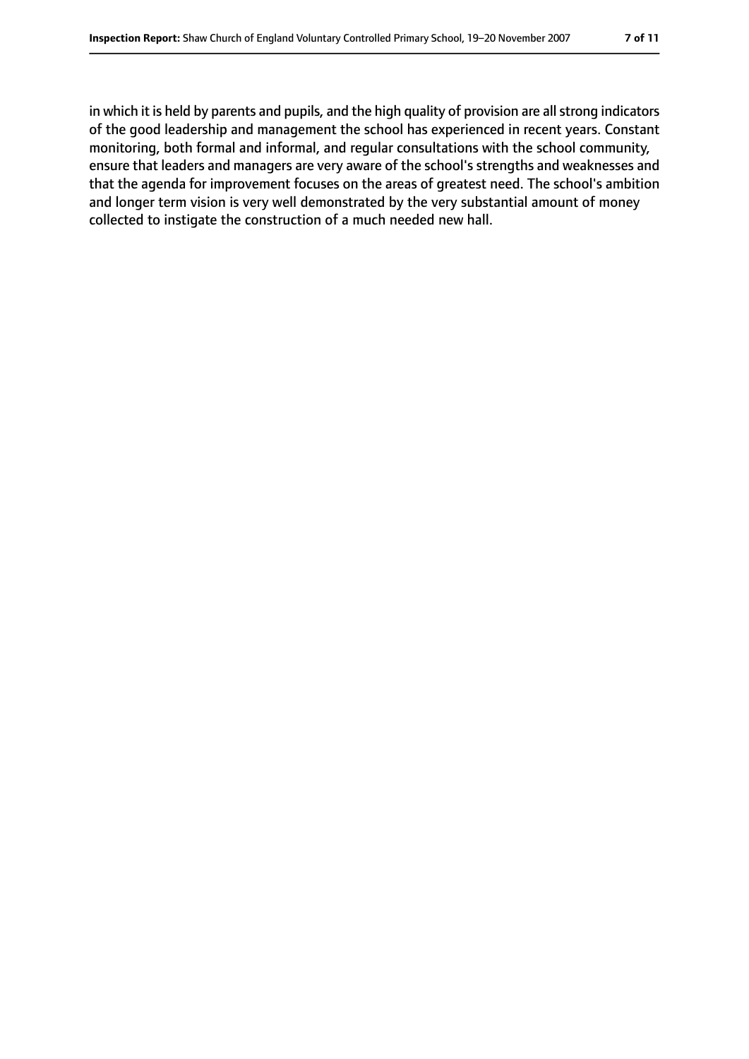in which it is held by parents and pupils, and the high quality of provision are all strong indicators of the good leadership and management the school has experienced in recent years. Constant monitoring, both formal and informal, and regular consultations with the school community, ensure that leaders and managers are very aware of the school's strengths and weaknesses and that the agenda for improvement focuses on the areas of greatest need. The school's ambition and longer term vision is very well demonstrated by the very substantial amount of money collected to instigate the construction of a much needed new hall.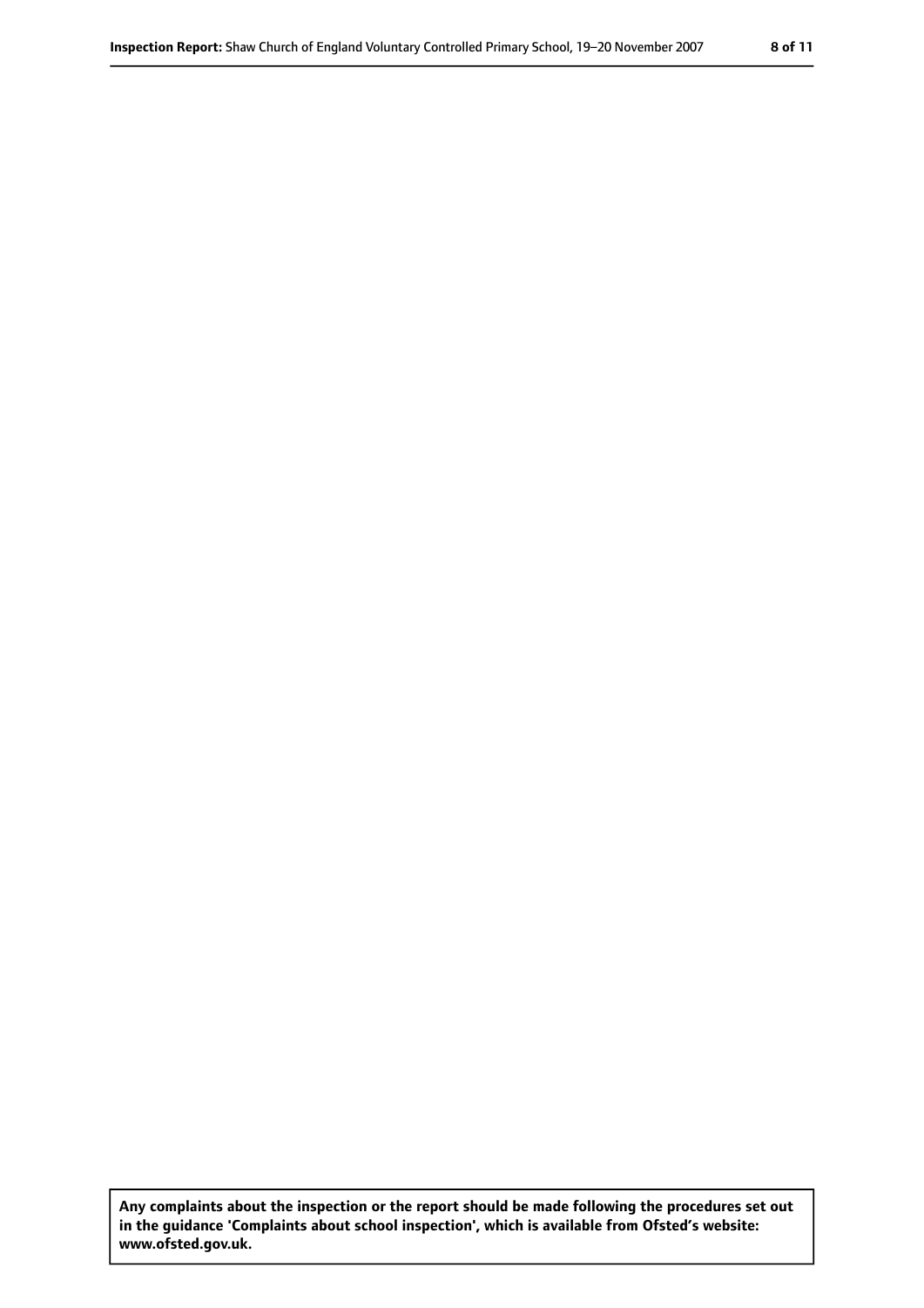**Any complaints about the inspection or the report should be made following the procedures set out in the guidance 'Complaints about school inspection', which is available from Ofsted's website: www.ofsted.gov.uk.**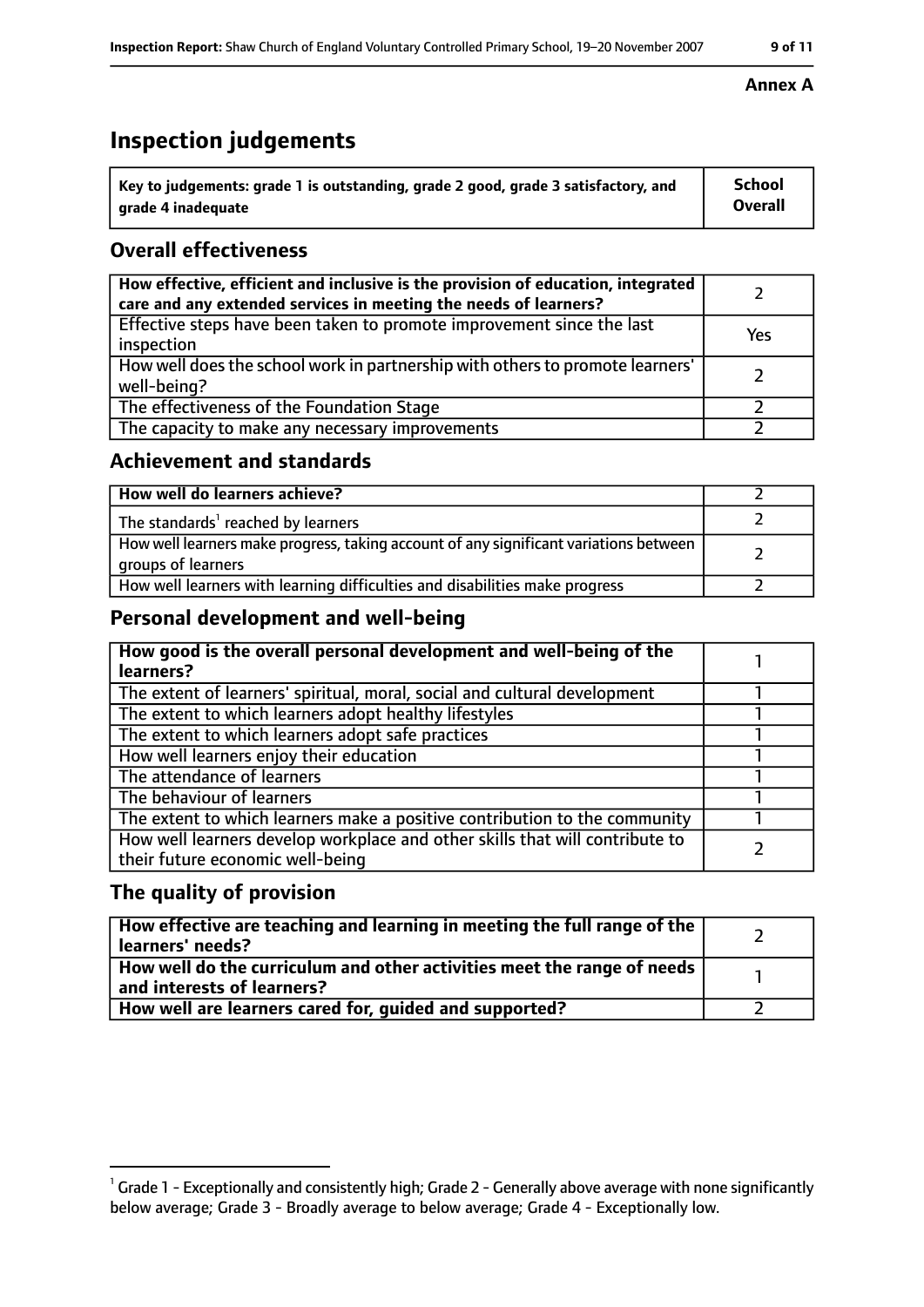**Annex A**

# Inspection judgements

| Key to judgements: grade 1 is outstanding, grade 2 good, grade 3 satisfactory, and grade 4 inadequate | School Overall |
|---|---|

## Overall effectiveness

| | |
|---|---|
| **How effective, efficient and inclusive is the provision of education, integrated care and any extended services in meeting the needs of learners?** | 2 |
| Effective steps have been taken to promote improvement since the last inspection | Yes |
| How well does the school work in partnership with others to promote learners' well-being? | 2 |
| The effectiveness of the Foundation Stage | 2 |
| The capacity to make any necessary improvements | 2 |

## Achievement and standards

| | |
|---|---|
| **How well do learners achieve?** | 2 |
| The standards[1] reached by learners | 2 |
| How well learners make progress, taking account of any significant variations between groups of learners | 2 |
| How well learners with learning difficulties and disabilities make progress | 2 |

## Personal development and well-being

| | |
|---|---|
| **How good is the overall personal development and well-being of the learners?** | 1 |
| The extent of learners' spiritual, moral, social and cultural development | 1 |
| The extent to which learners adopt healthy lifestyles | 1 |
| The extent to which learners adopt safe practices | 1 |
| How well learners enjoy their education | 1 |
| The attendance of learners | 1 |
| The behaviour of learners | 1 |
| The extent to which learners make a positive contribution to the community | 1 |
| How well learners develop workplace and other skills that will contribute to their future economic well-being | 2 |

## The quality of provision

| | |
|---|---|
| **How effective are teaching and learning in meeting the full range of the learners' needs?** | 2 |
| **How well do the curriculum and other activities meet the range of needs and interests of learners?** | 1 |
| **How well are learners cared for, guided and supported?** | 2 |

[1] Grade 1 - Exceptionally and consistently high; Grade 2 - Generally above average with none significantly below average; Grade 3 - Broadly average to below average; Grade 4 - Exceptionally low.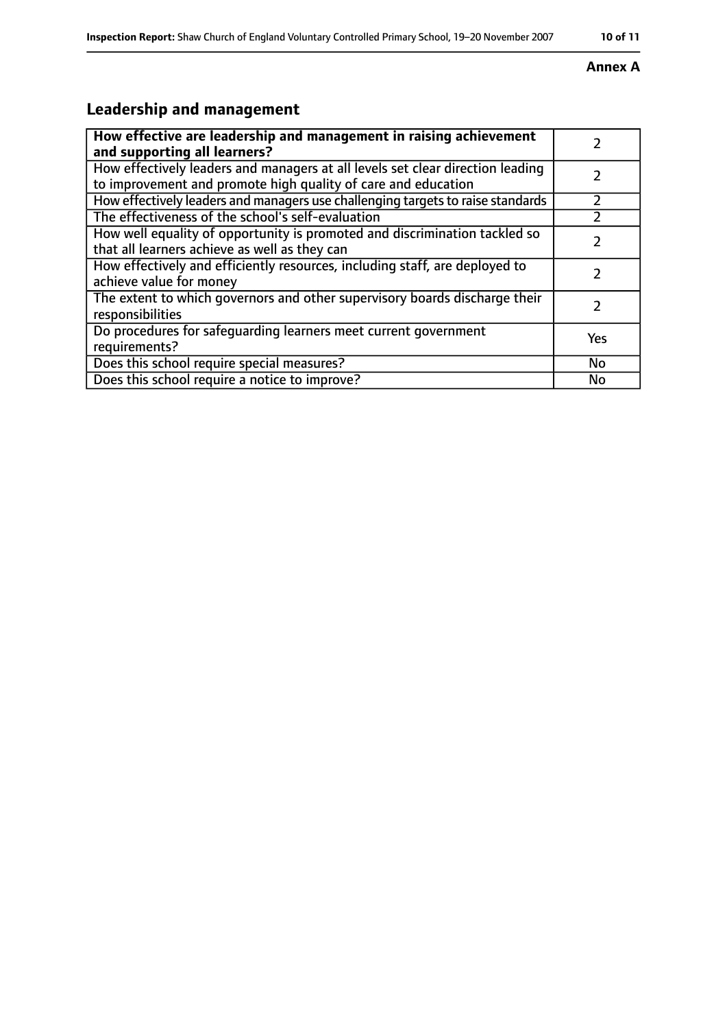Annex A

## Leadership and management

| How effective are leadership and management in raising achievement and supporting all learners? | 2 |
|---|---|
| How effectively leaders and managers at all levels set clear direction leading to improvement and promote high quality of care and education | 2 |
| How effectively leaders and managers use challenging targets to raise standards | 2 |
| The effectiveness of the school's self-evaluation | 2 |
| How well equality of opportunity is promoted and discrimination tackled so that all learners achieve as well as they can | 2 |
| How effectively and efficiently resources, including staff, are deployed to achieve value for money | 2 |
| The extent to which governors and other supervisory boards discharge their responsibilities | 2 |
| Do procedures for safeguarding learners meet current government requirements? | Yes |
| Does this school require special measures? | No |
| Does this school require a notice to improve? | No |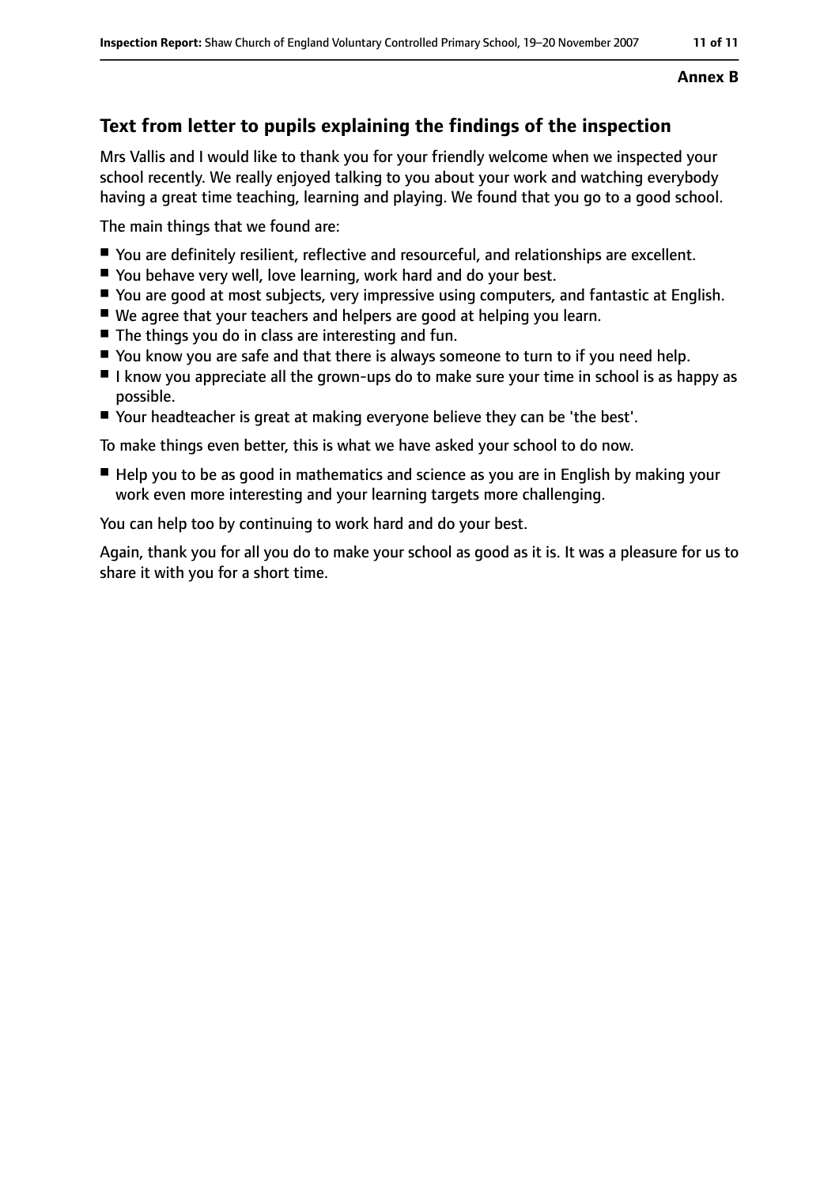**Annex B**

## Text from letter to pupils explaining the findings of the inspection

Mrs Vallis and I would like to thank you for your friendly welcome when we inspected your school recently. We really enjoyed talking to you about your work and watching everybody having a great time teaching, learning and playing. We found that you go to a good school.

The main things that we found are:

- You are definitely resilient, reflective and resourceful, and relationships are excellent.
- You behave very well, love learning, work hard and do your best.
- You are good at most subjects, very impressive using computers, and fantastic at English.
- We agree that your teachers and helpers are good at helping you learn.
- The things you do in class are interesting and fun.
- You know you are safe and that there is always someone to turn to if you need help.
- I know you appreciate all the grown-ups do to make sure your time in school is as happy as possible.
- Your headteacher is great at making everyone believe they can be 'the best'.

To make things even better, this is what we have asked your school to do now.

- Help you to be as good in mathematics and science as you are in English by making your work even more interesting and your learning targets more challenging.

You can help too by continuing to work hard and do your best.

Again, thank you for all you do to make your school as good as it is. It was a pleasure for us to share it with you for a short time.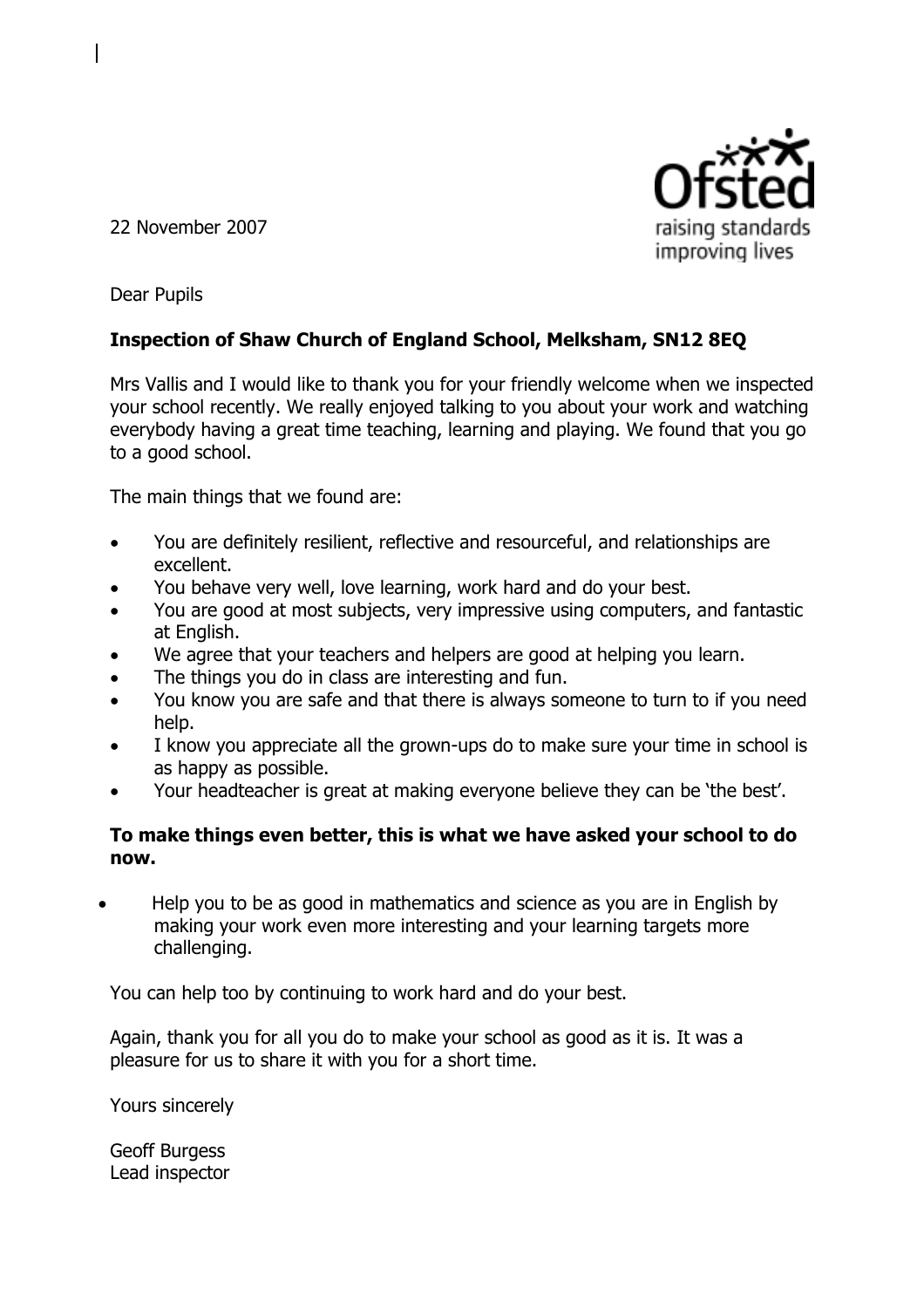22 November 2007

Dear Pupils

**Inspection of Shaw Church of England School, Melksham, SN12 8EQ**

Mrs Vallis and I would like to thank you for your friendly welcome when we inspected your school recently. We really enjoyed talking to you about your work and watching everybody having a great time teaching, learning and playing. We found that you go to a good school.

The main things that we found are:

- You are definitely resilient, reflective and resourceful, and relationships are excellent.
- You behave very well, love learning, work hard and do your best.
- You are good at most subjects, very impressive using computers, and fantastic at English.
- We agree that your teachers and helpers are good at helping you learn.
- The things you do in class are interesting and fun.
- You know you are safe and that there is always someone to turn to if you need help.
- I know you appreciate all the grown-ups do to make sure your time in school is as happy as possible.
- Your headteacher is great at making everyone believe they can be 'the best'.

**To make things even better, this is what we have asked your school to do now.**

- Help you to be as good in mathematics and science as you are in English by making your work even more interesting and your learning targets more challenging.

You can help too by continuing to work hard and do your best.

Again, thank you for all you do to make your school as good as it is. It was a pleasure for us to share it with you for a short time.

Yours sincerely

Geoff Burgess
Lead inspector